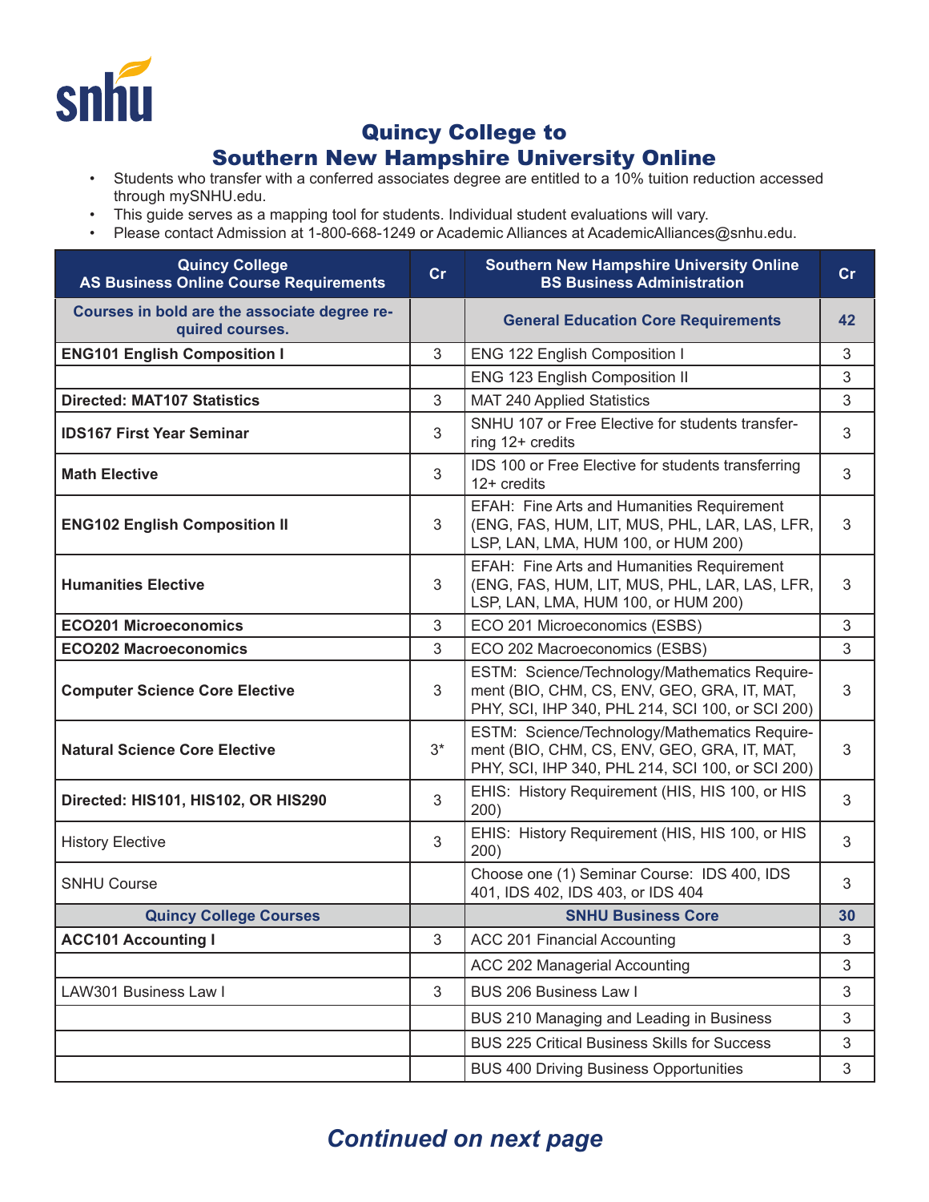snhu

# Quincy College to
# Southern New Hampshire University Online

- Students who transfer with a conferred associates degree are entitled to a 10% tuition reduction accessed through mySNHU.edu.
- This guide serves as a mapping tool for students. Individual student evaluations will vary.
- Please contact Admission at 1-800-668-1249 or Academic Alliances at AcademicAlliances@snhu.edu.

| Quincy College AS Business Online Course Requirements | Cr | Southern New Hampshire University Online BS Business Administration | Cr |
|---|---|---|---|
| **Courses in bold are the associate degree required courses.** | | **General Education Core Requirements** | **42** |
| **ENG101 English Composition I** | 3 | ENG 122 English Composition I | 3 |
| | | ENG 123 English Composition II | 3 |
| **Directed: MAT107 Statistics** | 3 | MAT 240 Applied Statistics | 3 |
| **IDS167 First Year Seminar** | 3 | SNHU 107 or Free Elective for students transferring 12+ credits | 3 |
| **Math Elective** | 3 | IDS 100 or Free Elective for students transferring 12+ credits | 3 |
| **ENG102 English Composition II** | 3 | EFAH: Fine Arts and Humanities Requirement (ENG, FAS, HUM, LIT, MUS, PHL, LAR, LAS, LFR, LSP, LAN, LMA, HUM 100, or HUM 200) | 3 |
| **Humanities Elective** | 3 | EFAH: Fine Arts and Humanities Requirement (ENG, FAS, HUM, LIT, MUS, PHL, LAR, LAS, LFR, LSP, LAN, LMA, HUM 100, or HUM 200) | 3 |
| **ECO201 Microeconomics** | 3 | ECO 201 Microeconomics (ESBS) | 3 |
| **ECO202 Macroeconomics** | 3 | ECO 202 Macroeconomics (ESBS) | 3 |
| **Computer Science Core Elective** | 3 | ESTM: Science/Technology/Mathematics Requirement (BIO, CHM, CS, ENV, GEO, GRA, IT, MAT, PHY, SCI, IHP 340, PHL 214, SCI 100, or SCI 200) | 3 |
| **Natural Science Core Elective** | 3* | ESTM: Science/Technology/Mathematics Requirement (BIO, CHM, CS, ENV, GEO, GRA, IT, MAT, PHY, SCI, IHP 340, PHL 214, SCI 100, or SCI 200) | 3 |
| **Directed: HIS101, HIS102, OR HIS290** | 3 | EHIS: History Requirement (HIS, HIS 100, or HIS 200) | 3 |
| History Elective | 3 | EHIS: History Requirement (HIS, HIS 100, or HIS 200) | 3 |
| SNHU Course | | Choose one (1) Seminar Course: IDS 400, IDS 401, IDS 402, IDS 403, or IDS 404 | 3 |
| **Quincy College Courses** | | **SNHU Business Core** | **30** |
| **ACC101 Accounting I** | 3 | ACC 201 Financial Accounting | 3 |
| | | ACC 202 Managerial Accounting | 3 |
| LAW301 Business Law I | 3 | BUS 206 Business Law I | 3 |
| | | BUS 210 Managing and Leading in Business | 3 |
| | | BUS 225 Critical Business Skills for Success | 3 |
| | | BUS 400 Driving Business Opportunities | 3 |

***Continued on next page***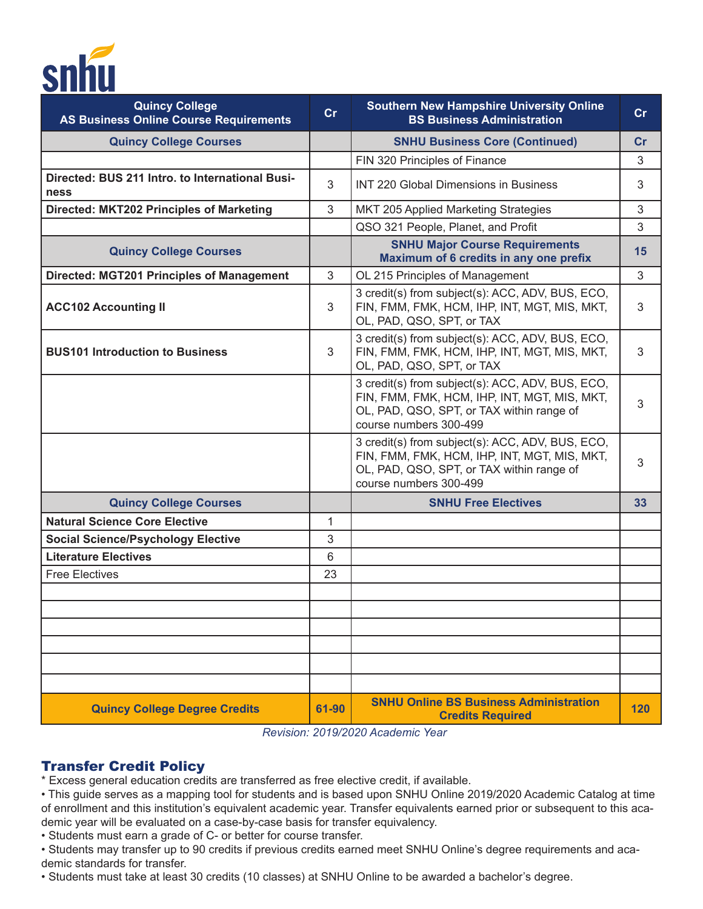snhu

| Quincy College<br>AS Business Online Course Requirements | Cr | Southern New Hampshire University Online<br>BS Business Administration | Cr |
|---|---|---|---|
| **Quincy College Courses** | | **SNHU Business Core (Continued)** | **Cr** |
| | | FIN 320 Principles of Finance | 3 |
| **Directed: BUS 211 Intro. to International Business** | 3 | INT 220 Global Dimensions in Business | 3 |
| **Directed: MKT202 Principles of Marketing** | 3 | MKT 205 Applied Marketing Strategies | 3 |
| | | QSO 321 People, Planet, and Profit | 3 |
| **Quincy College Courses** | | **SNHU Major Course Requirements Maximum of 6 credits in any one prefix** | **15** |
| **Directed: MGT201 Principles of Management** | 3 | OL 215 Principles of Management | 3 |
| **ACC102 Accounting II** | 3 | 3 credit(s) from subject(s): ACC, ADV, BUS, ECO, FIN, FMM, FMK, HCM, IHP, INT, MGT, MIS, MKT, OL, PAD, QSO, SPT, or TAX | 3 |
| **BUS101 Introduction to Business** | 3 | 3 credit(s) from subject(s): ACC, ADV, BUS, ECO, FIN, FMM, FMK, HCM, IHP, INT, MGT, MIS, MKT, OL, PAD, QSO, SPT, or TAX | 3 |
| | | 3 credit(s) from subject(s): ACC, ADV, BUS, ECO, FIN, FMM, FMK, HCM, IHP, INT, MGT, MIS, MKT, OL, PAD, QSO, SPT, or TAX within range of course numbers 300-499 | 3 |
| | | 3 credit(s) from subject(s): ACC, ADV, BUS, ECO, FIN, FMM, FMK, HCM, IHP, INT, MGT, MIS, MKT, OL, PAD, QSO, SPT, or TAX within range of course numbers 300-499 | 3 |
| **Quincy College Courses** | | **SNHU Free Electives** | **33** |
| **Natural Science Core Elective** | 1 | | |
| **Social Science/Psychology Elective** | 3 | | |
| **Literature Electives** | 6 | | |
| Free Electives | 23 | | |
| | | | |
| | | | |
| | | | |
| | | | |
| | | | |
| | | | |
| **Quincy College Degree Credits** | **61-90** | **SNHU Online BS Business Administration Credits Required** | **120** |

*Revision: 2019/2020 Academic Year*

## Transfer Credit Policy

\* Excess general education credits are transferred as free elective credit, if available.

- This guide serves as a mapping tool for students and is based upon SNHU Online 2019/2020 Academic Catalog at time of enrollment and this institution's equivalent academic year. Transfer equivalents earned prior or subsequent to this academic year will be evaluated on a case-by-case basis for transfer equivalency.
- Students must earn a grade of C- or better for course transfer.
- Students may transfer up to 90 credits if previous credits earned meet SNHU Online's degree requirements and academic standards for transfer.
- Students must take at least 30 credits (10 classes) at SNHU Online to be awarded a bachelor's degree.